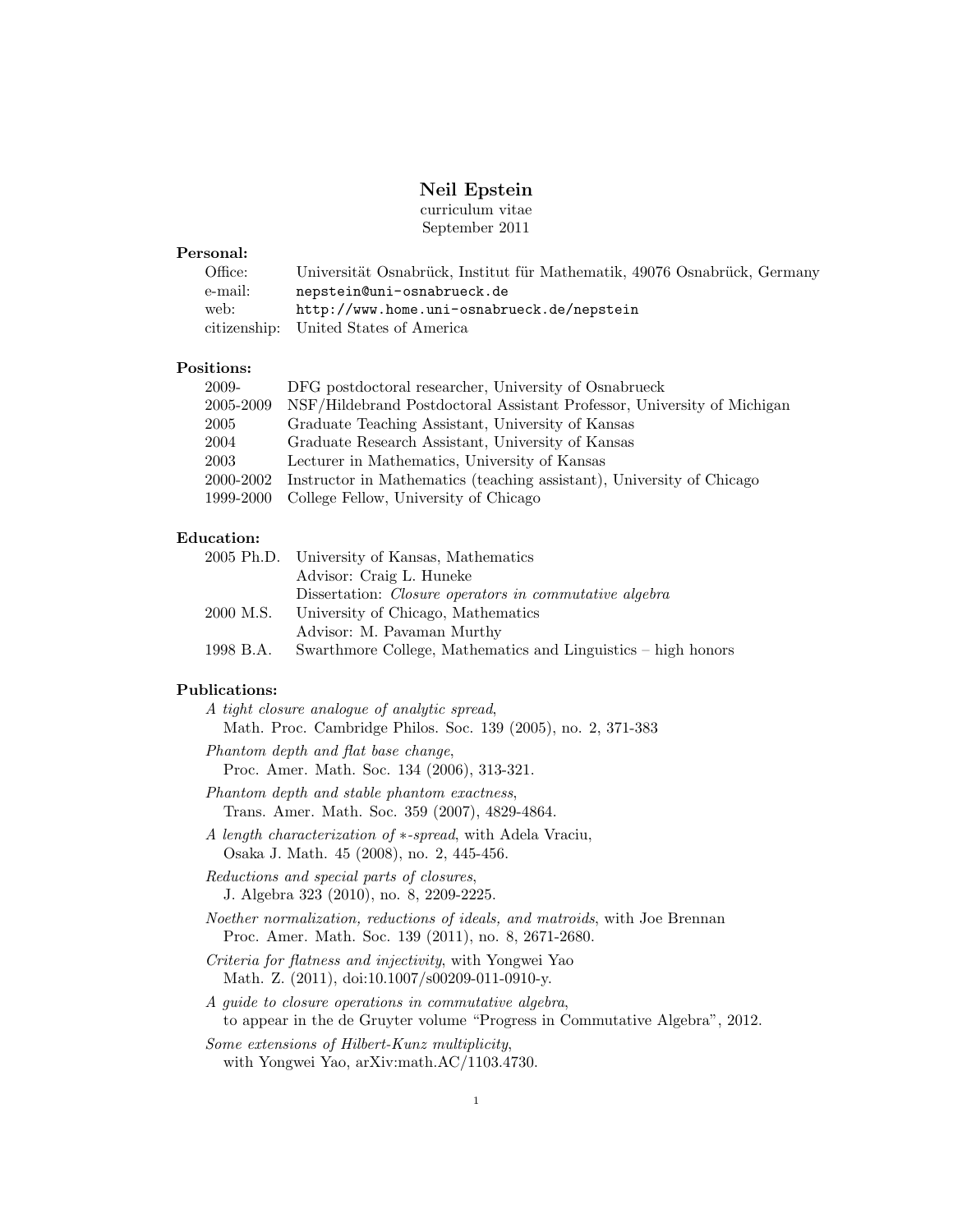# Neil Epstein

curriculum vitae
September 2011

## Personal:

| | |
|---|---|
| Office: | Universität Osnabrück, Institut für Mathematik, 49076 Osnabrück, Germany |
| e-mail: | nepstein@uni-osnabrueck.de |
| web: | http://www.home.uni-osnabrueck.de/nepstein |
| citizenship: | United States of America |

## Positions:

| | |
|---|---|
| 2009- | DFG postdoctoral researcher, University of Osnabrueck |
| 2005-2009 | NSF/Hildebrand Postdoctoral Assistant Professor, University of Michigan |
| 2005 | Graduate Teaching Assistant, University of Kansas |
| 2004 | Graduate Research Assistant, University of Kansas |
| 2003 | Lecturer in Mathematics, University of Kansas |
| 2000-2002 | Instructor in Mathematics (teaching assistant), University of Chicago |
| 1999-2000 | College Fellow, University of Chicago |

## Education:

| | |
|---|---|
| 2005 Ph.D. | University of Kansas, Mathematics |
| | Advisor: Craig L. Huneke |
| | Dissertation: *Closure operators in commutative algebra* |
| 2000 M.S. | University of Chicago, Mathematics |
| | Advisor: M. Pavaman Murthy |
| 1998 B.A. | Swarthmore College, Mathematics and Linguistics – high honors |

## Publications:

*A tight closure analogue of analytic spread*,
Math. Proc. Cambridge Philos. Soc. 139 (2005), no. 2, 371-383

*Phantom depth and flat base change*,
Proc. Amer. Math. Soc. 134 (2006), 313-321.

*Phantom depth and stable phantom exactness*,
Trans. Amer. Math. Soc. 359 (2007), 4829-4864.

*A length characterization of $*$-spread*, with Adela Vraciu,
Osaka J. Math. 45 (2008), no. 2, 445-456.

*Reductions and special parts of closures*,
J. Algebra 323 (2010), no. 8, 2209-2225.

*Noether normalization, reductions of ideals, and matroids*, with Joe Brennan
Proc. Amer. Math. Soc. 139 (2011), no. 8, 2671-2680.

*Criteria for flatness and injectivity*, with Yongwei Yao
Math. Z. (2011), doi:10.1007/s00209-011-0910-y.

*A guide to closure operations in commutative algebra*,
to appear in the de Gruyter volume "Progress in Commutative Algebra", 2012.

*Some extensions of Hilbert-Kunz multiplicity*,
with Yongwei Yao, arXiv:math.AC/1103.4730.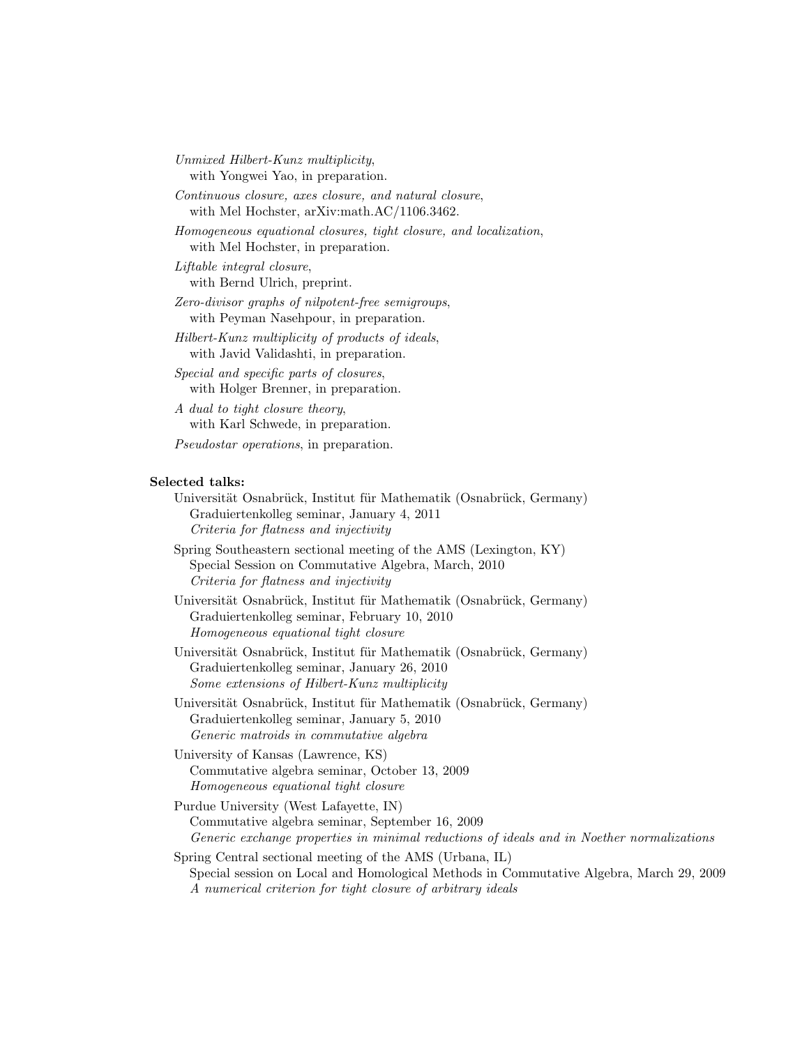*Unmixed Hilbert-Kunz multiplicity*,
with Yongwei Yao, in preparation.

*Continuous closure, axes closure, and natural closure*,
with Mel Hochster, arXiv:math.AC/1106.3462.

*Homogeneous equational closures, tight closure, and localization*,
with Mel Hochster, in preparation.

*Liftable integral closure*,
with Bernd Ulrich, preprint.

*Zero-divisor graphs of nilpotent-free semigroups*,
with Peyman Nasehpour, in preparation.

*Hilbert-Kunz multiplicity of products of ideals*,
with Javid Validashti, in preparation.

*Special and specific parts of closures*,
with Holger Brenner, in preparation.

*A dual to tight closure theory*,
with Karl Schwede, in preparation.

*Pseudostar operations*, in preparation.

**Selected talks:**

Universität Osnabrück, Institut für Mathematik (Osnabrück, Germany)
Graduiertenkolleg seminar, January 4, 2011
*Criteria for flatness and injectivity*

Spring Southeastern sectional meeting of the AMS (Lexington, KY)
Special Session on Commutative Algebra, March, 2010
*Criteria for flatness and injectivity*

Universität Osnabrück, Institut für Mathematik (Osnabrück, Germany)
Graduiertenkolleg seminar, February 10, 2010
*Homogeneous equational tight closure*

Universität Osnabrück, Institut für Mathematik (Osnabrück, Germany)
Graduiertenkolleg seminar, January 26, 2010
*Some extensions of Hilbert-Kunz multiplicity*

Universität Osnabrück, Institut für Mathematik (Osnabrück, Germany)
Graduiertenkolleg seminar, January 5, 2010
*Generic matroids in commutative algebra*

University of Kansas (Lawrence, KS)
Commutative algebra seminar, October 13, 2009
*Homogeneous equational tight closure*

Purdue University (West Lafayette, IN)
Commutative algebra seminar, September 16, 2009
*Generic exchange properties in minimal reductions of ideals and in Noether normalizations*

Spring Central sectional meeting of the AMS (Urbana, IL)
Special session on Local and Homological Methods in Commutative Algebra, March 29, 2009
*A numerical criterion for tight closure of arbitrary ideals*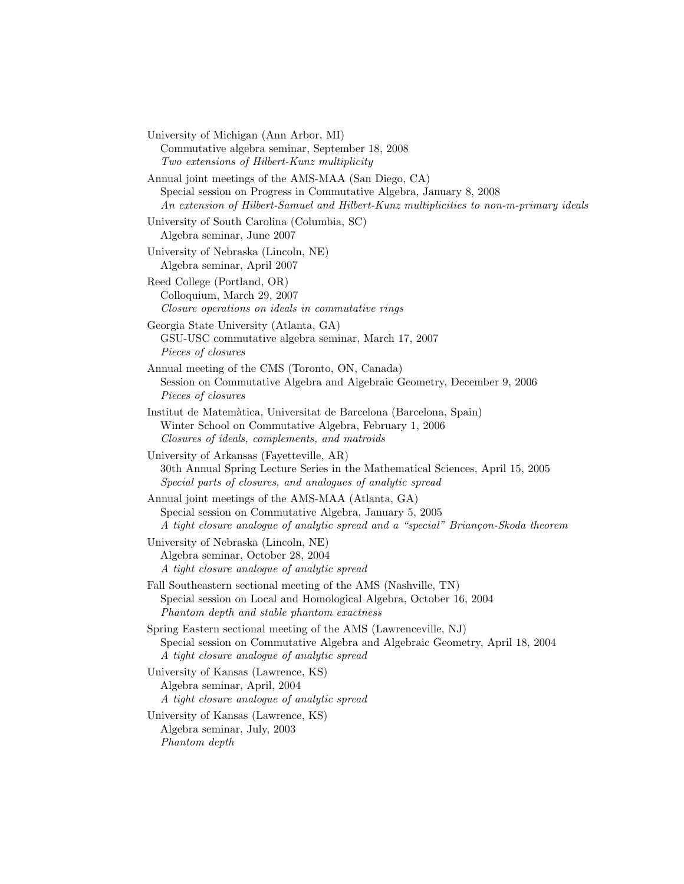University of Michigan (Ann Arbor, MI)
Commutative algebra seminar, September 18, 2008
*Two extensions of Hilbert-Kunz multiplicity*

Annual joint meetings of the AMS-MAA (San Diego, CA)
Special session on Progress in Commutative Algebra, January 8, 2008
*An extension of Hilbert-Samuel and Hilbert-Kunz multiplicities to non-m-primary ideals*

University of South Carolina (Columbia, SC)
Algebra seminar, June 2007

University of Nebraska (Lincoln, NE)
Algebra seminar, April 2007

Reed College (Portland, OR)
Colloquium, March 29, 2007
*Closure operations on ideals in commutative rings*

Georgia State University (Atlanta, GA)
GSU-USC commutative algebra seminar, March 17, 2007
*Pieces of closures*

Annual meeting of the CMS (Toronto, ON, Canada)
Session on Commutative Algebra and Algebraic Geometry, December 9, 2006
*Pieces of closures*

Institut de Matemàtica, Universitat de Barcelona (Barcelona, Spain)
Winter School on Commutative Algebra, February 1, 2006
*Closures of ideals, complements, and matroids*

University of Arkansas (Fayetteville, AR)
30th Annual Spring Lecture Series in the Mathematical Sciences, April 15, 2005
*Special parts of closures, and analogues of analytic spread*

Annual joint meetings of the AMS-MAA (Atlanta, GA)
Special session on Commutative Algebra, January 5, 2005
*A tight closure analogue of analytic spread and a "special" Briançon-Skoda theorem*

University of Nebraska (Lincoln, NE)
Algebra seminar, October 28, 2004
*A tight closure analogue of analytic spread*

Fall Southeastern sectional meeting of the AMS (Nashville, TN)
Special session on Local and Homological Algebra, October 16, 2004
*Phantom depth and stable phantom exactness*

Spring Eastern sectional meeting of the AMS (Lawrenceville, NJ)
Special session on Commutative Algebra and Algebraic Geometry, April 18, 2004
*A tight closure analogue of analytic spread*

University of Kansas (Lawrence, KS)
Algebra seminar, April, 2004
*A tight closure analogue of analytic spread*

University of Kansas (Lawrence, KS)
Algebra seminar, July, 2003
*Phantom depth*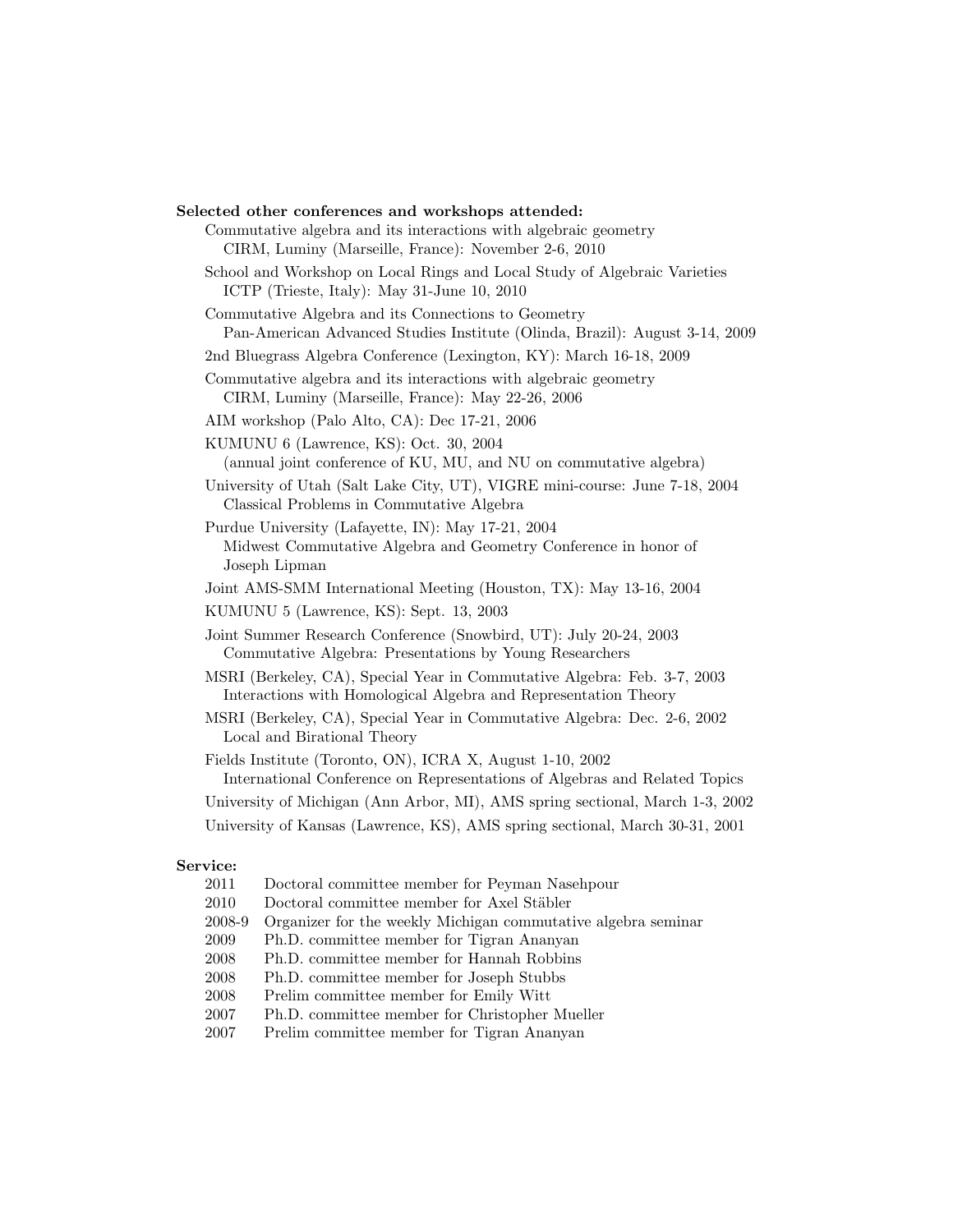**Selected other conferences and workshops attended:**

Commutative algebra and its interactions with algebraic geometry
CIRM, Luminy (Marseille, France): November 2-6, 2010

School and Workshop on Local Rings and Local Study of Algebraic Varieties
ICTP (Trieste, Italy): May 31-June 10, 2010

Commutative Algebra and its Connections to Geometry
Pan-American Advanced Studies Institute (Olinda, Brazil): August 3-14, 2009

2nd Bluegrass Algebra Conference (Lexington, KY): March 16-18, 2009

Commutative algebra and its interactions with algebraic geometry
CIRM, Luminy (Marseille, France): May 22-26, 2006

AIM workshop (Palo Alto, CA): Dec 17-21, 2006

KUMUNU 6 (Lawrence, KS): Oct. 30, 2004
(annual joint conference of KU, MU, and NU on commutative algebra)

University of Utah (Salt Lake City, UT), VIGRE mini-course: June 7-18, 2004
Classical Problems in Commutative Algebra

Purdue University (Lafayette, IN): May 17-21, 2004
Midwest Commutative Algebra and Geometry Conference in honor of Joseph Lipman

Joint AMS-SMM International Meeting (Houston, TX): May 13-16, 2004

KUMUNU 5 (Lawrence, KS): Sept. 13, 2003

Joint Summer Research Conference (Snowbird, UT): July 20-24, 2003
Commutative Algebra: Presentations by Young Researchers

MSRI (Berkeley, CA), Special Year in Commutative Algebra: Feb. 3-7, 2003
Interactions with Homological Algebra and Representation Theory

MSRI (Berkeley, CA), Special Year in Commutative Algebra: Dec. 2-6, 2002
Local and Birational Theory

Fields Institute (Toronto, ON), ICRA X, August 1-10, 2002
International Conference on Representations of Algebras and Related Topics

University of Michigan (Ann Arbor, MI), AMS spring sectional, March 1-3, 2002

University of Kansas (Lawrence, KS), AMS spring sectional, March 30-31, 2001

**Service:**

- 2011 Doctoral committee member for Peyman Nasehpour
- 2010 Doctoral committee member for Axel Stäbler
- 2008-9 Organizer for the weekly Michigan commutative algebra seminar
- 2009 Ph.D. committee member for Tigran Ananyan
- 2008 Ph.D. committee member for Hannah Robbins
- 2008 Ph.D. committee member for Joseph Stubbs
- 2008 Prelim committee member for Emily Witt
- 2007 Ph.D. committee member for Christopher Mueller
- 2007 Prelim committee member for Tigran Ananyan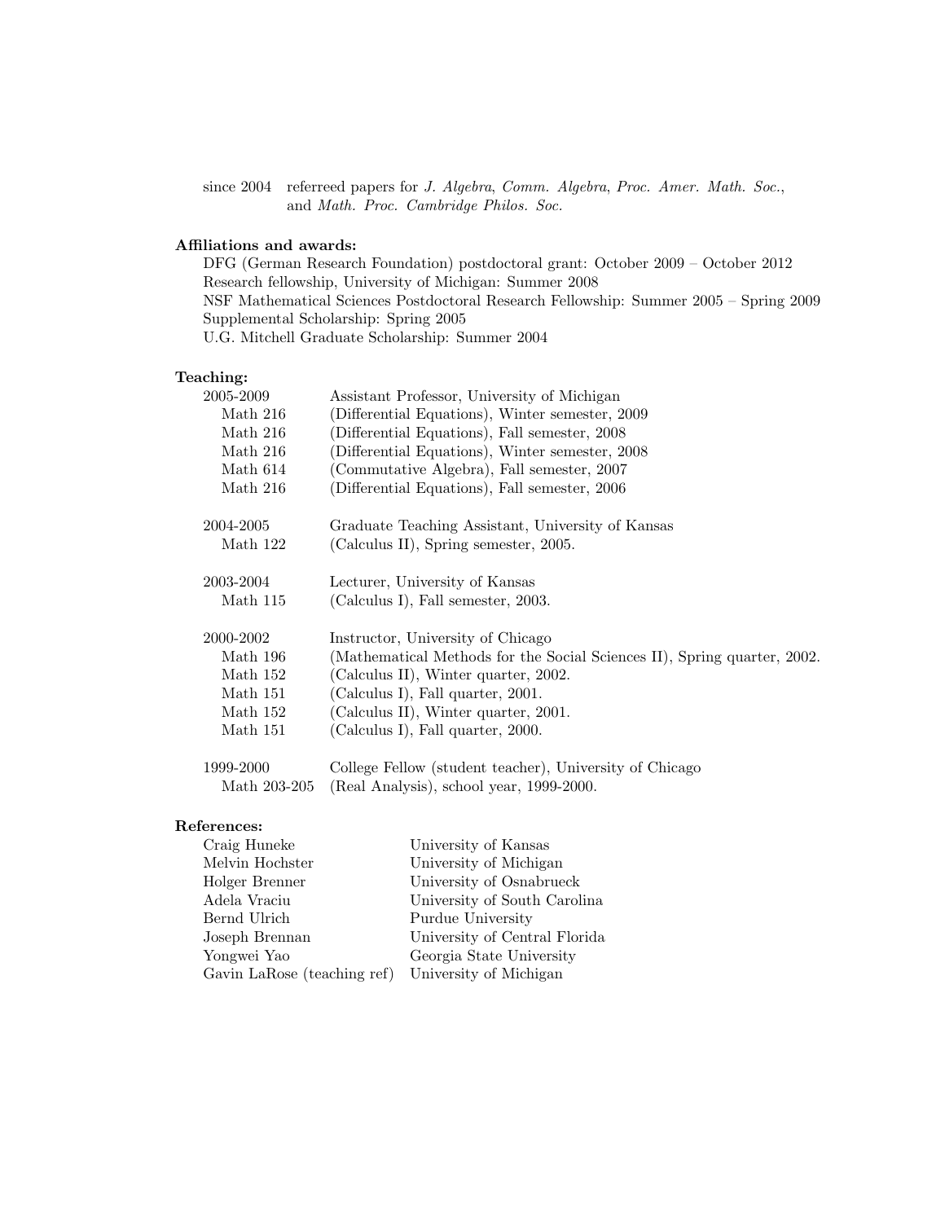since 2004 referreed papers for *J. Algebra*, *Comm. Algebra*, *Proc. Amer. Math. Soc.*, and *Math. Proc. Cambridge Philos. Soc.*

**Affiliations and awards:**

DFG (German Research Foundation) postdoctoral grant: October 2009 – October 2012
Research fellowship, University of Michigan: Summer 2008
NSF Mathematical Sciences Postdoctoral Research Fellowship: Summer 2005 – Spring 2009
Supplemental Scholarship: Spring 2005
U.G. Mitchell Graduate Scholarship: Summer 2004

**Teaching:**

| | |
|---|---|
| 2005-2009 | Assistant Professor, University of Michigan |
| Math 216 | (Differential Equations), Winter semester, 2009 |
| Math 216 | (Differential Equations), Fall semester, 2008 |
| Math 216 | (Differential Equations), Winter semester, 2008 |
| Math 614 | (Commutative Algebra), Fall semester, 2007 |
| Math 216 | (Differential Equations), Fall semester, 2006 |
| 2004-2005 | Graduate Teaching Assistant, University of Kansas |
| Math 122 | (Calculus II), Spring semester, 2005. |
| 2003-2004 | Lecturer, University of Kansas |
| Math 115 | (Calculus I), Fall semester, 2003. |
| 2000-2002 | Instructor, University of Chicago |
| Math 196 | (Mathematical Methods for the Social Sciences II), Spring quarter, 2002. |
| Math 152 | (Calculus II), Winter quarter, 2002. |
| Math 151 | (Calculus I), Fall quarter, 2001. |
| Math 152 | (Calculus II), Winter quarter, 2001. |
| Math 151 | (Calculus I), Fall quarter, 2000. |
| 1999-2000 | College Fellow (student teacher), University of Chicago |
| Math 203-205 | (Real Analysis), school year, 1999-2000. |

**References:**

| | |
|---|---|
| Craig Huneke | University of Kansas |
| Melvin Hochster | University of Michigan |
| Holger Brenner | University of Osnabrueck |
| Adela Vraciu | University of South Carolina |
| Bernd Ulrich | Purdue University |
| Joseph Brennan | University of Central Florida |
| Yongwei Yao | Georgia State University |
| Gavin LaRose (teaching ref) | University of Michigan |